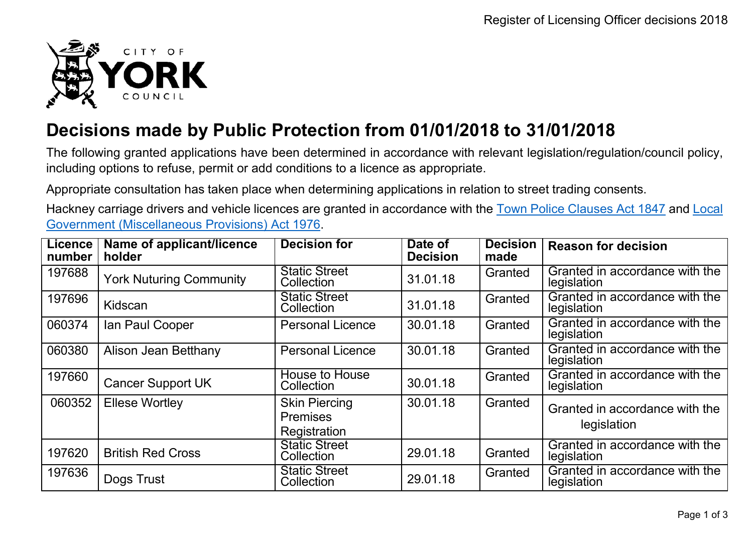# Decisions made by Public Protection from 01/01/2018 to 31/01/2018

The following granted applications have been determined in accordance with relevant legislation/regulation/council policy, including options to refuse, permit or add conditions to a licence as appropriate.

Appropriate consultation has taken place when determining applications in relation to street trading consents.

Hackney carriage drivers and vehicle licences are granted in accordance with the [Town Police Clauses Act 1847]() and [Local Government (Miscellaneous Provisions) Act 1976]().

| Licence number | Name of applicant/licence holder | Decision for | Date of Decision | Decision made | Reason for decision |
|---|---|---|---|---|---|
| 197688 | York Nuturing Community | Static Street Collection | 31.01.18 | Granted | Granted in accordance with the legislation |
| 197696 | Kidscan | Static Street Collection | 31.01.18 | Granted | Granted in accordance with the legislation |
| 060374 | Ian Paul Cooper | Personal Licence | 30.01.18 | Granted | Granted in accordance with the legislation |
| 060380 | Alison Jean Betthany | Personal Licence | 30.01.18 | Granted | Granted in accordance with the legislation |
| 197660 | Cancer Support UK | House to House Collection | 30.01.18 | Granted | Granted in accordance with the legislation |
| 060352 | Ellese Wortley | Skin Piercing Premises Registration | 30.01.18 | Granted | Granted in accordance with the legislation |
| 197620 | British Red Cross | Static Street Collection | 29.01.18 | Granted | Granted in accordance with the legislation |
| 197636 | Dogs Trust | Static Street Collection | 29.01.18 | Granted | Granted in accordance with the legislation |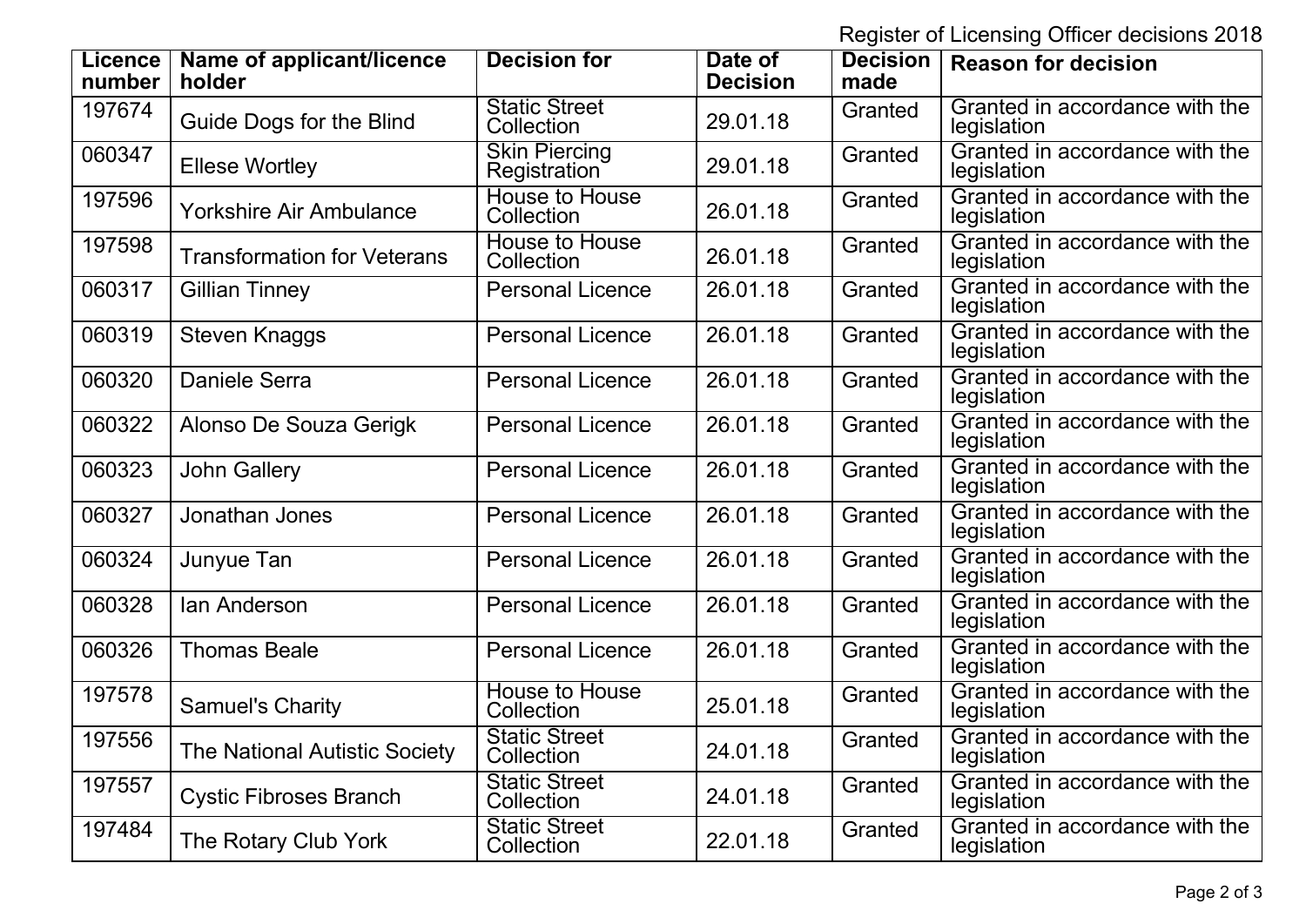Register of Licensing Officer decisions 2018

| Licence number | Name of applicant/licence holder | Decision for | Date of Decision | Decision made | Reason for decision |
|---|---|---|---|---|---|
| 197674 | Guide Dogs for the Blind | Static Street Collection | 29.01.18 | Granted | Granted in accordance with the legislation |
| 060347 | Ellese Wortley | Skin Piercing Registration | 29.01.18 | Granted | Granted in accordance with the legislation |
| 197596 | Yorkshire Air Ambulance | House to House Collection | 26.01.18 | Granted | Granted in accordance with the legislation |
| 197598 | Transformation for Veterans | House to House Collection | 26.01.18 | Granted | Granted in accordance with the legislation |
| 060317 | Gillian Tinney | Personal Licence | 26.01.18 | Granted | Granted in accordance with the legislation |
| 060319 | Steven Knaggs | Personal Licence | 26.01.18 | Granted | Granted in accordance with the legislation |
| 060320 | Daniele Serra | Personal Licence | 26.01.18 | Granted | Granted in accordance with the legislation |
| 060322 | Alonso De Souza Gerigk | Personal Licence | 26.01.18 | Granted | Granted in accordance with the legislation |
| 060323 | John Gallery | Personal Licence | 26.01.18 | Granted | Granted in accordance with the legislation |
| 060327 | Jonathan Jones | Personal Licence | 26.01.18 | Granted | Granted in accordance with the legislation |
| 060324 | Junyue Tan | Personal Licence | 26.01.18 | Granted | Granted in accordance with the legislation |
| 060328 | Ian Anderson | Personal Licence | 26.01.18 | Granted | Granted in accordance with the legislation |
| 060326 | Thomas Beale | Personal Licence | 26.01.18 | Granted | Granted in accordance with the legislation |
| 197578 | Samuel's Charity | House to House Collection | 25.01.18 | Granted | Granted in accordance with the legislation |
| 197556 | The National Autistic Society | Static Street Collection | 24.01.18 | Granted | Granted in accordance with the legislation |
| 197557 | Cystic Fibroses Branch | Static Street Collection | 24.01.18 | Granted | Granted in accordance with the legislation |
| 197484 | The Rotary Club York | Static Street Collection | 22.01.18 | Granted | Granted in accordance with the legislation |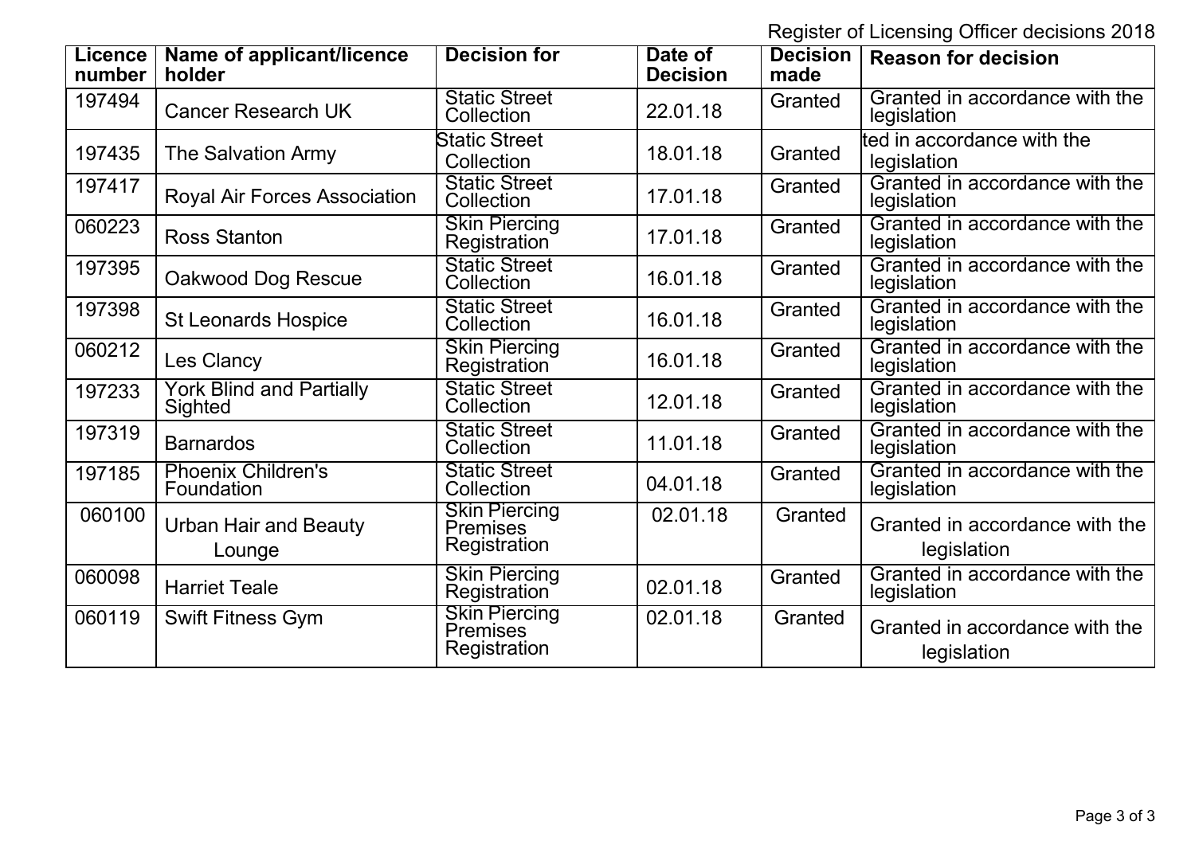| Licence number | Name of applicant/licence holder | Decision for | Date of Decision | Decision made | Reason for decision |
| --- | --- | --- | --- | --- | --- |
| 197494 | Cancer Research UK | Static Street Collection | 22.01.18 | Granted | Granted in accordance with the legislation |
| 197435 | The Salvation Army | Static Street Collection | 18.01.18 | Granted | ted in accordance with the legislation |
| 197417 | Royal Air Forces Association | Static Street Collection | 17.01.18 | Granted | Granted in accordance with the legislation |
| 060223 | Ross Stanton | Skin Piercing Registration | 17.01.18 | Granted | Granted in accordance with the legislation |
| 197395 | Oakwood Dog Rescue | Static Street Collection | 16.01.18 | Granted | Granted in accordance with the legislation |
| 197398 | St Leonards Hospice | Static Street Collection | 16.01.18 | Granted | Granted in accordance with the legislation |
| 060212 | Les Clancy | Skin Piercing Registration | 16.01.18 | Granted | Granted in accordance with the legislation |
| 197233 | York Blind and Partially Sighted | Static Street Collection | 12.01.18 | Granted | Granted in accordance with the legislation |
| 197319 | Barnardos | Static Street Collection | 11.01.18 | Granted | Granted in accordance with the legislation |
| 197185 | Phoenix Children's Foundation | Static Street Collection | 04.01.18 | Granted | Granted in accordance with the legislation |
| 060100 | Urban Hair and Beauty Lounge | Skin Piercing Premises Registration | 02.01.18 | Granted | Granted in accordance with the legislation |
| 060098 | Harriet Teale | Skin Piercing Registration | 02.01.18 | Granted | Granted in accordance with the legislation |
| 060119 | Swift Fitness Gym | Skin Piercing Premises Registration | 02.01.18 | Granted | Granted in accordance with the legislation |